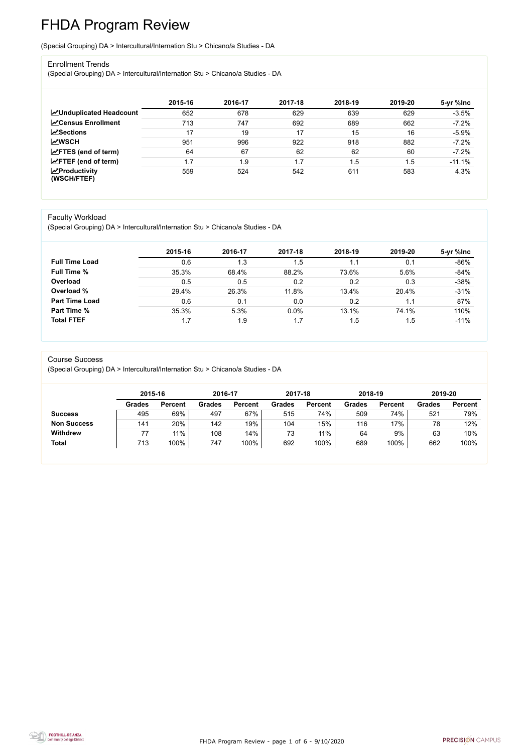# FHDA Program Review

(Special Grouping) DA > Intercultural/Internation Stu > Chicano/a Studies - DA

## Enrollment Trends

(Special Grouping) DA > Intercultural/Internation Stu > Chicano/a Studies - DA

| | 2015-16 | 2016-17 | 2017-18 | 2018-19 | 2019-20 | 5-yr %Inc |
|---|---|---|---|---|---|---|
| **Unduplicated Headcount** | 652 | 678 | 629 | 639 | 629 | -3.5% |
| **Census Enrollment** | 713 | 747 | 692 | 689 | 662 | -7.2% |
| **Sections** | 17 | 19 | 17 | 15 | 16 | -5.9% |
| **WSCH** | 951 | 996 | 922 | 918 | 882 | -7.2% |
| **FTES (end of term)** | 64 | 67 | 62 | 62 | 60 | -7.2% |
| **FTEF (end of term)** | 1.7 | 1.9 | 1.7 | 1.5 | 1.5 | -11.1% |
| **Productivity (WSCH/FTEF)** | 559 | 524 | 542 | 611 | 583 | 4.3% |

## Faculty Workload

(Special Grouping) DA > Intercultural/Internation Stu > Chicano/a Studies - DA

| | 2015-16 | 2016-17 | 2017-18 | 2018-19 | 2019-20 | 5-yr %Inc |
|---|---|---|---|---|---|---|
| **Full Time Load** | 0.6 | 1.3 | 1.5 | 1.1 | 0.1 | -86% |
| **Full Time %** | 35.3% | 68.4% | 88.2% | 73.6% | 5.6% | -84% |
| **Overload** | 0.5 | 0.5 | 0.2 | 0.2 | 0.3 | -38% |
| **Overload %** | 29.4% | 26.3% | 11.8% | 13.4% | 20.4% | -31% |
| **Part Time Load** | 0.6 | 0.1 | 0.0 | 0.2 | 1.1 | 87% |
| **Part Time %** | 35.3% | 5.3% | 0.0% | 13.1% | 74.1% | 110% |
| **Total FTEF** | 1.7 | 1.9 | 1.7 | 1.5 | 1.5 | -11% |

## Course Success

(Special Grouping) DA > Intercultural/Internation Stu > Chicano/a Studies - DA

| | 2015-16 | | 2016-17 | | 2017-18 | | 2018-19 | | 2019-20 | |
|---|---|---|---|---|---|---|---|---|---|---|
| | **Grades** | **Percent** | **Grades** | **Percent** | **Grades** | **Percent** | **Grades** | **Percent** | **Grades** | **Percent** |
| **Success** | 495 | 69% | 497 | 67% | 515 | 74% | 509 | 74% | 521 | 79% |
| **Non Success** | 141 | 20% | 142 | 19% | 104 | 15% | 116 | 17% | 78 | 12% |
| **Withdrew** | 77 | 11% | 108 | 14% | 73 | 11% | 64 | 9% | 63 | 10% |
| **Total** | 713 | 100% | 747 | 100% | 692 | 100% | 689 | 100% | 662 | 100% |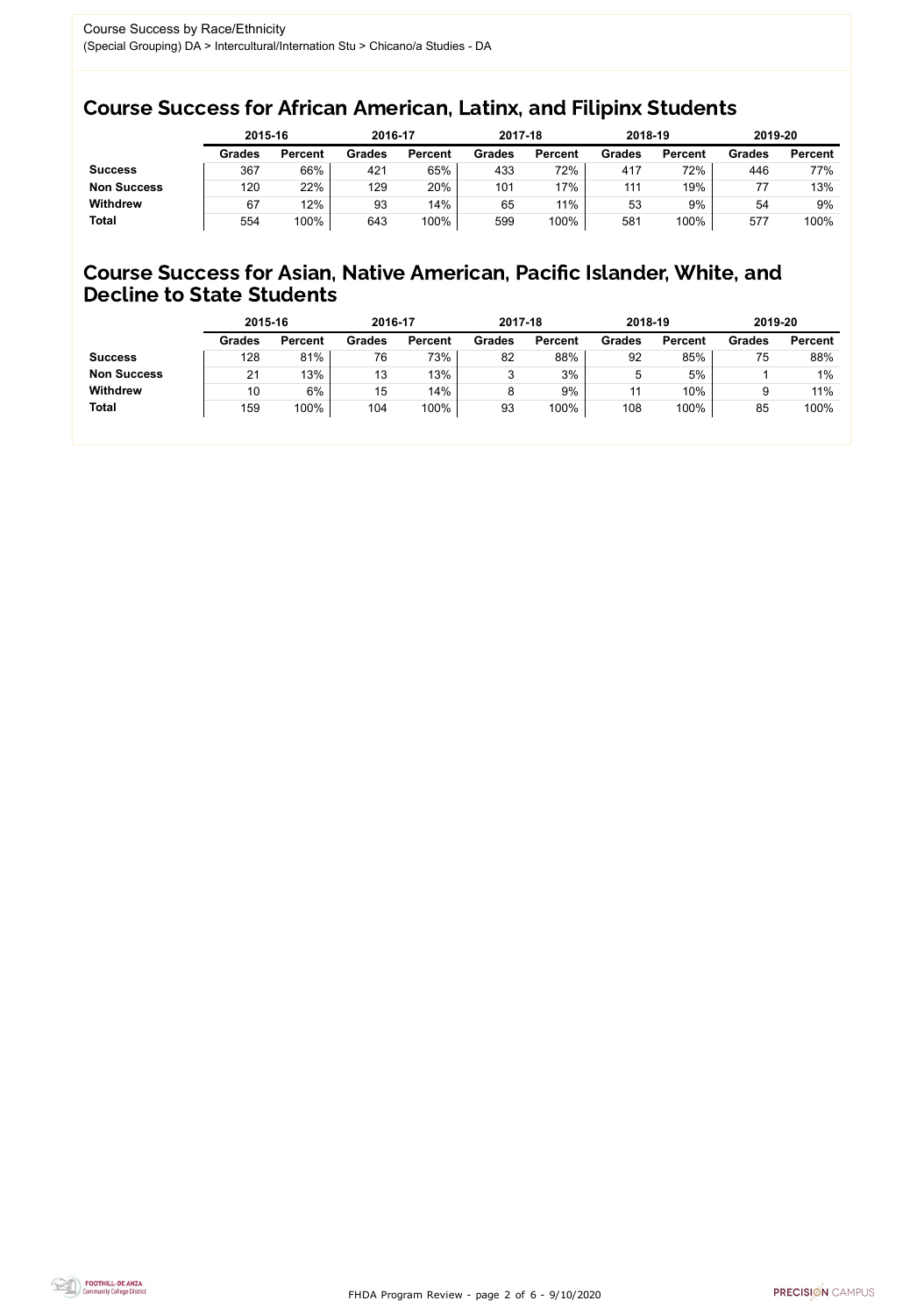Course Success by Race/Ethnicity
(Special Grouping) DA > Intercultural/Internation Stu > Chicano/a Studies - DA

## Course Success for African American, Latinx, and Filipinx Students

| | 2015-16 | | 2016-17 | | 2017-18 | | 2018-19 | | 2019-20 | |
|---|---|---|---|---|---|---|---|---|---|---|
| | Grades | Percent | Grades | Percent | Grades | Percent | Grades | Percent | Grades | Percent |
| **Success** | 367 | 66% | 421 | 65% | 433 | 72% | 417 | 72% | 446 | 77% |
| **Non Success** | 120 | 22% | 129 | 20% | 101 | 17% | 111 | 19% | 77 | 13% |
| **Withdrew** | 67 | 12% | 93 | 14% | 65 | 11% | 53 | 9% | 54 | 9% |
| **Total** | 554 | 100% | 643 | 100% | 599 | 100% | 581 | 100% | 577 | 100% |

## Course Success for Asian, Native American, Pacific Islander, White, and Decline to State Students

| | 2015-16 | | 2016-17 | | 2017-18 | | 2018-19 | | 2019-20 | |
|---|---|---|---|---|---|---|---|---|---|---|
| | Grades | Percent | Grades | Percent | Grades | Percent | Grades | Percent | Grades | Percent |
| **Success** | 128 | 81% | 76 | 73% | 82 | 88% | 92 | 85% | 75 | 88% |
| **Non Success** | 21 | 13% | 13 | 13% | 3 | 3% | 5 | 5% | 1 | 1% |
| **Withdrew** | 10 | 6% | 15 | 14% | 8 | 9% | 11 | 10% | 9 | 11% |
| **Total** | 159 | 100% | 104 | 100% | 93 | 100% | 108 | 100% | 85 | 100% |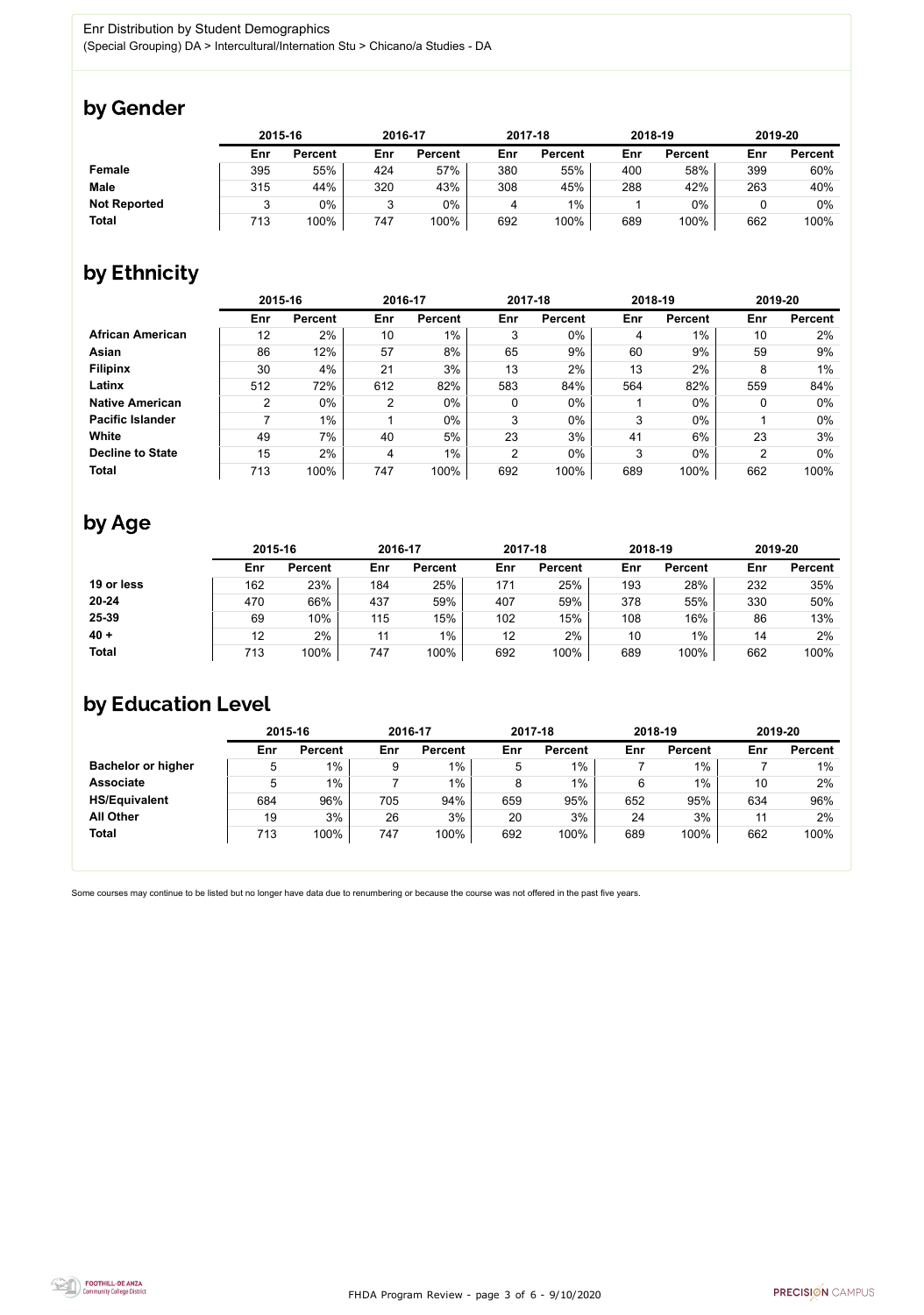Enr Distribution by Student Demographics

(Special Grouping) DA > Intercultural/Internation Stu > Chicano/a Studies - DA

## by Gender

| | 2015-16 | | 2016-17 | | 2017-18 | | 2018-19 | | 2019-20 | |
|---|---|---|---|---|---|---|---|---|---|---|
| | Enr | Percent | Enr | Percent | Enr | Percent | Enr | Percent | Enr | Percent |
| **Female** | 395 | 55% | 424 | 57% | 380 | 55% | 400 | 58% | 399 | 60% |
| **Male** | 315 | 44% | 320 | 43% | 308 | 45% | 288 | 42% | 263 | 40% |
| **Not Reported** | 3 | 0% | 3 | 0% | 4 | 1% | 1 | 0% | 0 | 0% |
| **Total** | 713 | 100% | 747 | 100% | 692 | 100% | 689 | 100% | 662 | 100% |

## by Ethnicity

| | 2015-16 | | 2016-17 | | 2017-18 | | 2018-19 | | 2019-20 | |
|---|---|---|---|---|---|---|---|---|---|---|
| | Enr | Percent | Enr | Percent | Enr | Percent | Enr | Percent | Enr | Percent |
| **African American** | 12 | 2% | 10 | 1% | 3 | 0% | 4 | 1% | 10 | 2% |
| **Asian** | 86 | 12% | 57 | 8% | 65 | 9% | 60 | 9% | 59 | 9% |
| **Filipinx** | 30 | 4% | 21 | 3% | 13 | 2% | 13 | 2% | 8 | 1% |
| **Latinx** | 512 | 72% | 612 | 82% | 583 | 84% | 564 | 82% | 559 | 84% |
| **Native American** | 2 | 0% | 2 | 0% | 0 | 0% | 1 | 0% | 0 | 0% |
| **Pacific Islander** | 7 | 1% | 1 | 0% | 3 | 0% | 3 | 0% | 1 | 0% |
| **White** | 49 | 7% | 40 | 5% | 23 | 3% | 41 | 6% | 23 | 3% |
| **Decline to State** | 15 | 2% | 4 | 1% | 2 | 0% | 3 | 0% | 2 | 0% |
| **Total** | 713 | 100% | 747 | 100% | 692 | 100% | 689 | 100% | 662 | 100% |

## by Age

| | 2015-16 | | 2016-17 | | 2017-18 | | 2018-19 | | 2019-20 | |
|---|---|---|---|---|---|---|---|---|---|---|
| | Enr | Percent | Enr | Percent | Enr | Percent | Enr | Percent | Enr | Percent |
| **19 or less** | 162 | 23% | 184 | 25% | 171 | 25% | 193 | 28% | 232 | 35% |
| **20-24** | 470 | 66% | 437 | 59% | 407 | 59% | 378 | 55% | 330 | 50% |
| **25-39** | 69 | 10% | 115 | 15% | 102 | 15% | 108 | 16% | 86 | 13% |
| **40 +** | 12 | 2% | 11 | 1% | 12 | 2% | 10 | 1% | 14 | 2% |
| **Total** | 713 | 100% | 747 | 100% | 692 | 100% | 689 | 100% | 662 | 100% |

## by Education Level

| | 2015-16 | | 2016-17 | | 2017-18 | | 2018-19 | | 2019-20 | |
|---|---|---|---|---|---|---|---|---|---|---|
| | Enr | Percent | Enr | Percent | Enr | Percent | Enr | Percent | Enr | Percent |
| **Bachelor or higher** | 5 | 1% | 9 | 1% | 5 | 1% | 7 | 1% | 7 | 1% |
| **Associate** | 5 | 1% | 7 | 1% | 8 | 1% | 6 | 1% | 10 | 2% |
| **HS/Equivalent** | 684 | 96% | 705 | 94% | 659 | 95% | 652 | 95% | 634 | 96% |
| **All Other** | 19 | 3% | 26 | 3% | 20 | 3% | 24 | 3% | 11 | 2% |
| **Total** | 713 | 100% | 747 | 100% | 692 | 100% | 689 | 100% | 662 | 100% |

Some courses may continue to be listed but no longer have data due to renumbering or because the course was not offered in the past five years.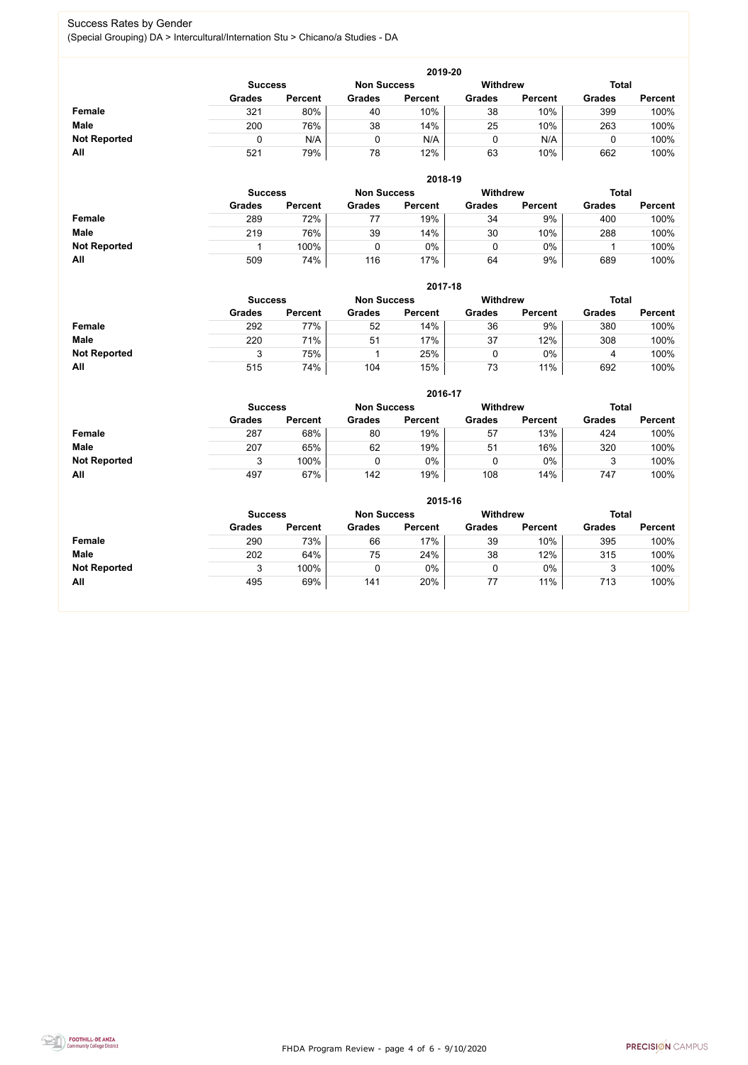## Success Rates by Gender

(Special Grouping) DA > Intercultural/Internation Stu > Chicano/a Studies - DA

### 2019-20

| | Success | | Non Success | | Withdrew | | Total | |
|---|---|---|---|---|---|---|---|---|
| | Grades | Percent | Grades | Percent | Grades | Percent | Grades | Percent |
| **Female** | 321 | 80% | 40 | 10% | 38 | 10% | 399 | 100% |
| **Male** | 200 | 76% | 38 | 14% | 25 | 10% | 263 | 100% |
| **Not Reported** | 0 | N/A | 0 | N/A | 0 | N/A | 0 | 100% |
| **All** | 521 | 79% | 78 | 12% | 63 | 10% | 662 | 100% |

### 2018-19

| | Success | | Non Success | | Withdrew | | Total | |
|---|---|---|---|---|---|---|---|---|
| | Grades | Percent | Grades | Percent | Grades | Percent | Grades | Percent |
| **Female** | 289 | 72% | 77 | 19% | 34 | 9% | 400 | 100% |
| **Male** | 219 | 76% | 39 | 14% | 30 | 10% | 288 | 100% |
| **Not Reported** | 1 | 100% | 0 | 0% | 0 | 0% | 1 | 100% |
| **All** | 509 | 74% | 116 | 17% | 64 | 9% | 689 | 100% |

### 2017-18

| | Success | | Non Success | | Withdrew | | Total | |
|---|---|---|---|---|---|---|---|---|
| | Grades | Percent | Grades | Percent | Grades | Percent | Grades | Percent |
| **Female** | 292 | 77% | 52 | 14% | 36 | 9% | 380 | 100% |
| **Male** | 220 | 71% | 51 | 17% | 37 | 12% | 308 | 100% |
| **Not Reported** | 3 | 75% | 1 | 25% | 0 | 0% | 4 | 100% |
| **All** | 515 | 74% | 104 | 15% | 73 | 11% | 692 | 100% |

### 2016-17

| | Success | | Non Success | | Withdrew | | Total | |
|---|---|---|---|---|---|---|---|---|
| | Grades | Percent | Grades | Percent | Grades | Percent | Grades | Percent |
| **Female** | 287 | 68% | 80 | 19% | 57 | 13% | 424 | 100% |
| **Male** | 207 | 65% | 62 | 19% | 51 | 16% | 320 | 100% |
| **Not Reported** | 3 | 100% | 0 | 0% | 0 | 0% | 3 | 100% |
| **All** | 497 | 67% | 142 | 19% | 108 | 14% | 747 | 100% |

### 2015-16

| | Success | | Non Success | | Withdrew | | Total | |
|---|---|---|---|---|---|---|---|---|
| | Grades | Percent | Grades | Percent | Grades | Percent | Grades | Percent |
| **Female** | 290 | 73% | 66 | 17% | 39 | 10% | 395 | 100% |
| **Male** | 202 | 64% | 75 | 24% | 38 | 12% | 315 | 100% |
| **Not Reported** | 3 | 100% | 0 | 0% | 0 | 0% | 3 | 100% |
| **All** | 495 | 69% | 141 | 20% | 77 | 11% | 713 | 100% |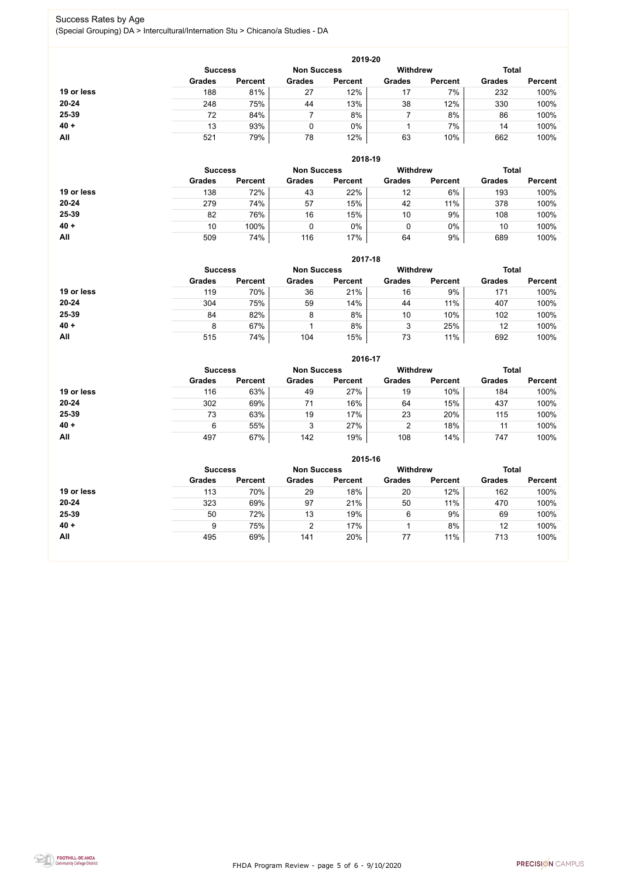## Success Rates by Age

(Special Grouping) DA > Intercultural/Internation Stu > Chicano/a Studies - DA

### 2019-20

| | Success | | Non Success | | Withdrew | | Total | |
|---|---|---|---|---|---|---|---|---|
| | Grades | Percent | Grades | Percent | Grades | Percent | Grades | Percent |
| 19 or less | 188 | 81% | 27 | 12% | 17 | 7% | 232 | 100% |
| 20-24 | 248 | 75% | 44 | 13% | 38 | 12% | 330 | 100% |
| 25-39 | 72 | 84% | 7 | 8% | 7 | 8% | 86 | 100% |
| 40 + | 13 | 93% | 0 | 0% | 1 | 7% | 14 | 100% |
| All | 521 | 79% | 78 | 12% | 63 | 10% | 662 | 100% |

### 2018-19

| | Success | | Non Success | | Withdrew | | Total | |
|---|---|---|---|---|---|---|---|---|
| | Grades | Percent | Grades | Percent | Grades | Percent | Grades | Percent |
| 19 or less | 138 | 72% | 43 | 22% | 12 | 6% | 193 | 100% |
| 20-24 | 279 | 74% | 57 | 15% | 42 | 11% | 378 | 100% |
| 25-39 | 82 | 76% | 16 | 15% | 10 | 9% | 108 | 100% |
| 40 + | 10 | 100% | 0 | 0% | 0 | 0% | 10 | 100% |
| All | 509 | 74% | 116 | 17% | 64 | 9% | 689 | 100% |

### 2017-18

| | Success | | Non Success | | Withdrew | | Total | |
|---|---|---|---|---|---|---|---|---|
| | Grades | Percent | Grades | Percent | Grades | Percent | Grades | Percent |
| 19 or less | 119 | 70% | 36 | 21% | 16 | 9% | 171 | 100% |
| 20-24 | 304 | 75% | 59 | 14% | 44 | 11% | 407 | 100% |
| 25-39 | 84 | 82% | 8 | 8% | 10 | 10% | 102 | 100% |
| 40 + | 8 | 67% | 1 | 8% | 3 | 25% | 12 | 100% |
| All | 515 | 74% | 104 | 15% | 73 | 11% | 692 | 100% |

### 2016-17

| | Success | | Non Success | | Withdrew | | Total | |
|---|---|---|---|---|---|---|---|---|
| | Grades | Percent | Grades | Percent | Grades | Percent | Grades | Percent |
| 19 or less | 116 | 63% | 49 | 27% | 19 | 10% | 184 | 100% |
| 20-24 | 302 | 69% | 71 | 16% | 64 | 15% | 437 | 100% |
| 25-39 | 73 | 63% | 19 | 17% | 23 | 20% | 115 | 100% |
| 40 + | 6 | 55% | 3 | 27% | 2 | 18% | 11 | 100% |
| All | 497 | 67% | 142 | 19% | 108 | 14% | 747 | 100% |

### 2015-16

| | Success | | Non Success | | Withdrew | | Total | |
|---|---|---|---|---|---|---|---|---|
| | Grades | Percent | Grades | Percent | Grades | Percent | Grades | Percent |
| 19 or less | 113 | 70% | 29 | 18% | 20 | 12% | 162 | 100% |
| 20-24 | 323 | 69% | 97 | 21% | 50 | 11% | 470 | 100% |
| 25-39 | 50 | 72% | 13 | 19% | 6 | 9% | 69 | 100% |
| 40 + | 9 | 75% | 2 | 17% | 1 | 8% | 12 | 100% |
| All | 495 | 69% | 141 | 20% | 77 | 11% | 713 | 100% |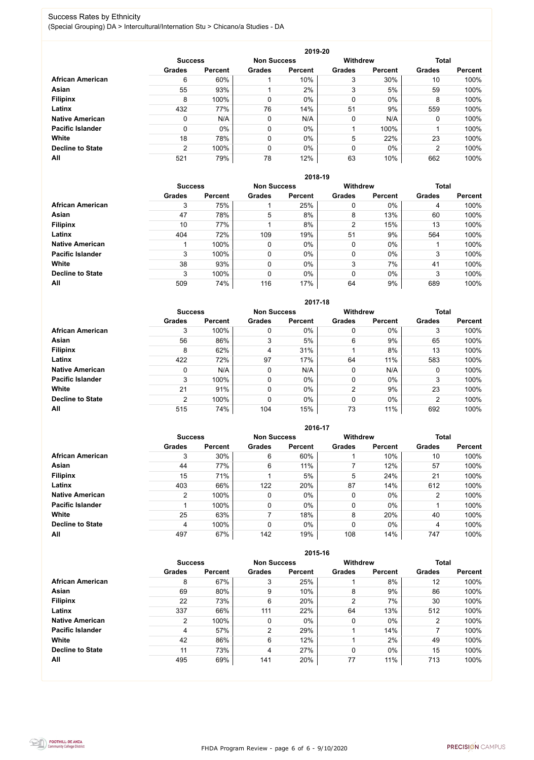# Success Rates by Ethnicity

(Special Grouping) DA > Intercultural/Internation Stu > Chicano/a Studies - DA

## 2019-20

| | Success | | Non Success | | Withdrew | | Total | |
|---|---|---|---|---|---|---|---|---|
| | Grades | Percent | Grades | Percent | Grades | Percent | Grades | Percent |
| **African American** | 6 | 60% | 1 | 10% | 3 | 30% | 10 | 100% |
| **Asian** | 55 | 93% | 1 | 2% | 3 | 5% | 59 | 100% |
| **Filipinx** | 8 | 100% | 0 | 0% | 0 | 0% | 8 | 100% |
| **Latinx** | 432 | 77% | 76 | 14% | 51 | 9% | 559 | 100% |
| **Native American** | 0 | N/A | 0 | N/A | 0 | N/A | 0 | 100% |
| **Pacific Islander** | 0 | 0% | 0 | 0% | 1 | 100% | 1 | 100% |
| **White** | 18 | 78% | 0 | 0% | 5 | 22% | 23 | 100% |
| **Decline to State** | 2 | 100% | 0 | 0% | 0 | 0% | 2 | 100% |
| **All** | 521 | 79% | 78 | 12% | 63 | 10% | 662 | 100% |

## 2018-19

| | Success | | Non Success | | Withdrew | | Total | |
|---|---|---|---|---|---|---|---|---|
| | Grades | Percent | Grades | Percent | Grades | Percent | Grades | Percent |
| **African American** | 3 | 75% | 1 | 25% | 0 | 0% | 4 | 100% |
| **Asian** | 47 | 78% | 5 | 8% | 8 | 13% | 60 | 100% |
| **Filipinx** | 10 | 77% | 1 | 8% | 2 | 15% | 13 | 100% |
| **Latinx** | 404 | 72% | 109 | 19% | 51 | 9% | 564 | 100% |
| **Native American** | 1 | 100% | 0 | 0% | 0 | 0% | 1 | 100% |
| **Pacific Islander** | 3 | 100% | 0 | 0% | 0 | 0% | 3 | 100% |
| **White** | 38 | 93% | 0 | 0% | 3 | 7% | 41 | 100% |
| **Decline to State** | 3 | 100% | 0 | 0% | 0 | 0% | 3 | 100% |
| **All** | 509 | 74% | 116 | 17% | 64 | 9% | 689 | 100% |

## 2017-18

| | Success | | Non Success | | Withdrew | | Total | |
|---|---|---|---|---|---|---|---|---|
| | Grades | Percent | Grades | Percent | Grades | Percent | Grades | Percent |
| **African American** | 3 | 100% | 0 | 0% | 0 | 0% | 3 | 100% |
| **Asian** | 56 | 86% | 3 | 5% | 6 | 9% | 65 | 100% |
| **Filipinx** | 8 | 62% | 4 | 31% | 1 | 8% | 13 | 100% |
| **Latinx** | 422 | 72% | 97 | 17% | 64 | 11% | 583 | 100% |
| **Native American** | 0 | N/A | 0 | N/A | 0 | N/A | 0 | 100% |
| **Pacific Islander** | 3 | 100% | 0 | 0% | 0 | 0% | 3 | 100% |
| **White** | 21 | 91% | 0 | 0% | 2 | 9% | 23 | 100% |
| **Decline to State** | 2 | 100% | 0 | 0% | 0 | 0% | 2 | 100% |
| **All** | 515 | 74% | 104 | 15% | 73 | 11% | 692 | 100% |

## 2016-17

| | Success | | Non Success | | Withdrew | | Total | |
|---|---|---|---|---|---|---|---|---|
| | Grades | Percent | Grades | Percent | Grades | Percent | Grades | Percent |
| **African American** | 3 | 30% | 6 | 60% | 1 | 10% | 10 | 100% |
| **Asian** | 44 | 77% | 6 | 11% | 7 | 12% | 57 | 100% |
| **Filipinx** | 15 | 71% | 1 | 5% | 5 | 24% | 21 | 100% |
| **Latinx** | 403 | 66% | 122 | 20% | 87 | 14% | 612 | 100% |
| **Native American** | 2 | 100% | 0 | 0% | 0 | 0% | 2 | 100% |
| **Pacific Islander** | 1 | 100% | 0 | 0% | 0 | 0% | 1 | 100% |
| **White** | 25 | 63% | 7 | 18% | 8 | 20% | 40 | 100% |
| **Decline to State** | 4 | 100% | 0 | 0% | 0 | 0% | 4 | 100% |
| **All** | 497 | 67% | 142 | 19% | 108 | 14% | 747 | 100% |

## 2015-16

| | Success | | Non Success | | Withdrew | | Total | |
|---|---|---|---|---|---|---|---|---|
| | Grades | Percent | Grades | Percent | Grades | Percent | Grades | Percent |
| **African American** | 8 | 67% | 3 | 25% | 1 | 8% | 12 | 100% |
| **Asian** | 69 | 80% | 9 | 10% | 8 | 9% | 86 | 100% |
| **Filipinx** | 22 | 73% | 6 | 20% | 2 | 7% | 30 | 100% |
| **Latinx** | 337 | 66% | 111 | 22% | 64 | 13% | 512 | 100% |
| **Native American** | 2 | 100% | 0 | 0% | 0 | 0% | 2 | 100% |
| **Pacific Islander** | 4 | 57% | 2 | 29% | 1 | 14% | 7 | 100% |
| **White** | 42 | 86% | 6 | 12% | 1 | 2% | 49 | 100% |
| **Decline to State** | 11 | 73% | 4 | 27% | 0 | 0% | 15 | 100% |
| **All** | 495 | 69% | 141 | 20% | 77 | 11% | 713 | 100% |